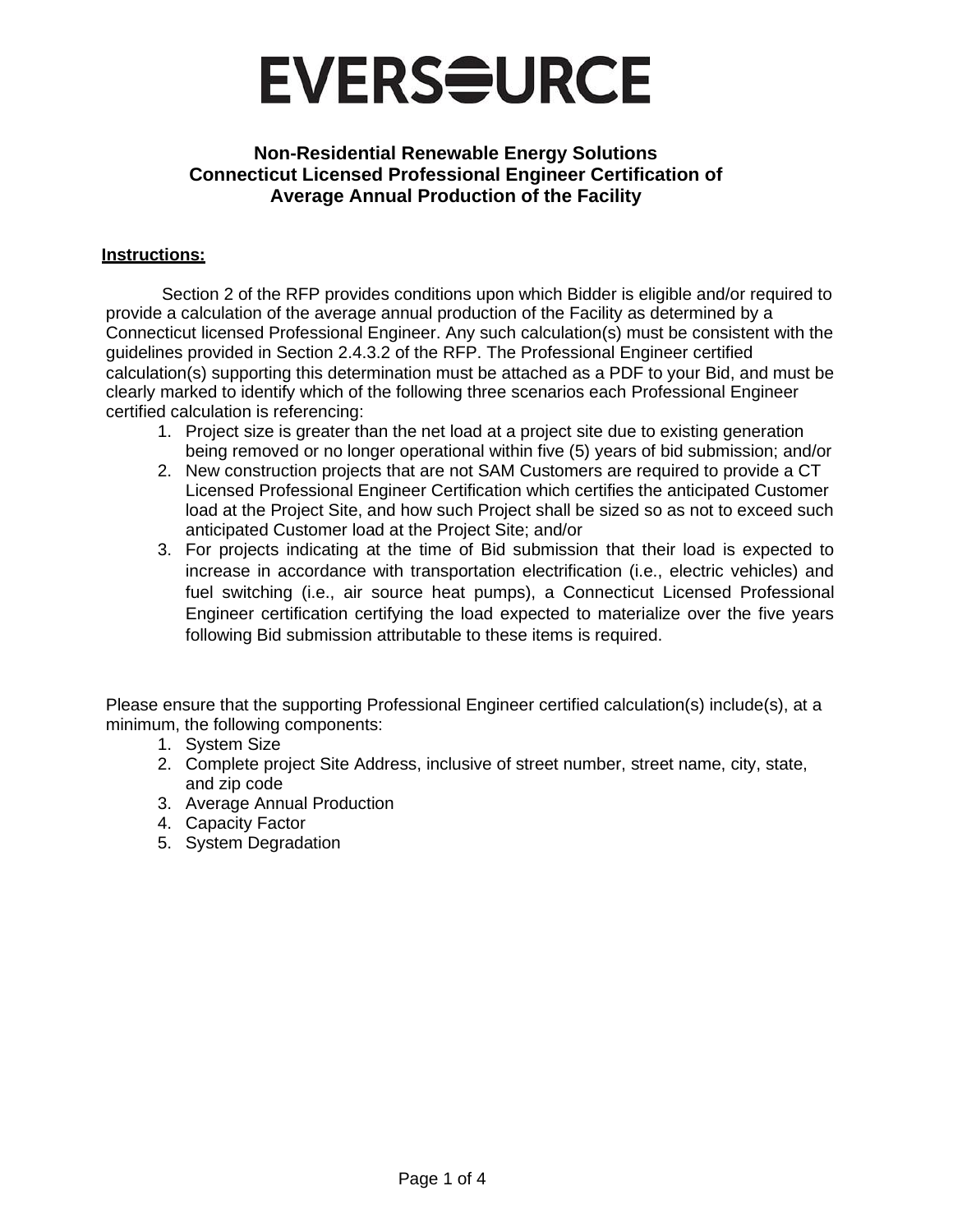# EVERSOURCE

## Non-Residential Renewable Energy Solutions
## Connecticut Licensed Professional Engineer Certification of Average Annual Production of the Facility

**Instructions:**

Section 2 of the RFP provides conditions upon which Bidder is eligible and/or required to provide a calculation of the average annual production of the Facility as determined by a Connecticut licensed Professional Engineer. Any such calculation(s) must be consistent with the guidelines provided in Section 2.4.3.2 of the RFP. The Professional Engineer certified calculation(s) supporting this determination must be attached as a PDF to your Bid, and must be clearly marked to identify which of the following three scenarios each Professional Engineer certified calculation is referencing:

1. Project size is greater than the net load at a project site due to existing generation being removed or no longer operational within five (5) years of bid submission; and/or
2. New construction projects that are not SAM Customers are required to provide a CT Licensed Professional Engineer Certification which certifies the anticipated Customer load at the Project Site, and how such Project shall be sized so as not to exceed such anticipated Customer load at the Project Site; and/or
3. For projects indicating at the time of Bid submission that their load is expected to increase in accordance with transportation electrification (i.e., electric vehicles) and fuel switching (i.e., air source heat pumps), a Connecticut Licensed Professional Engineer certification certifying the load expected to materialize over the five years following Bid submission attributable to these items is required.

Please ensure that the supporting Professional Engineer certified calculation(s) include(s), at a minimum, the following components:

1. System Size
2. Complete project Site Address, inclusive of street number, street name, city, state, and zip code
3. Average Annual Production
4. Capacity Factor
5. System Degradation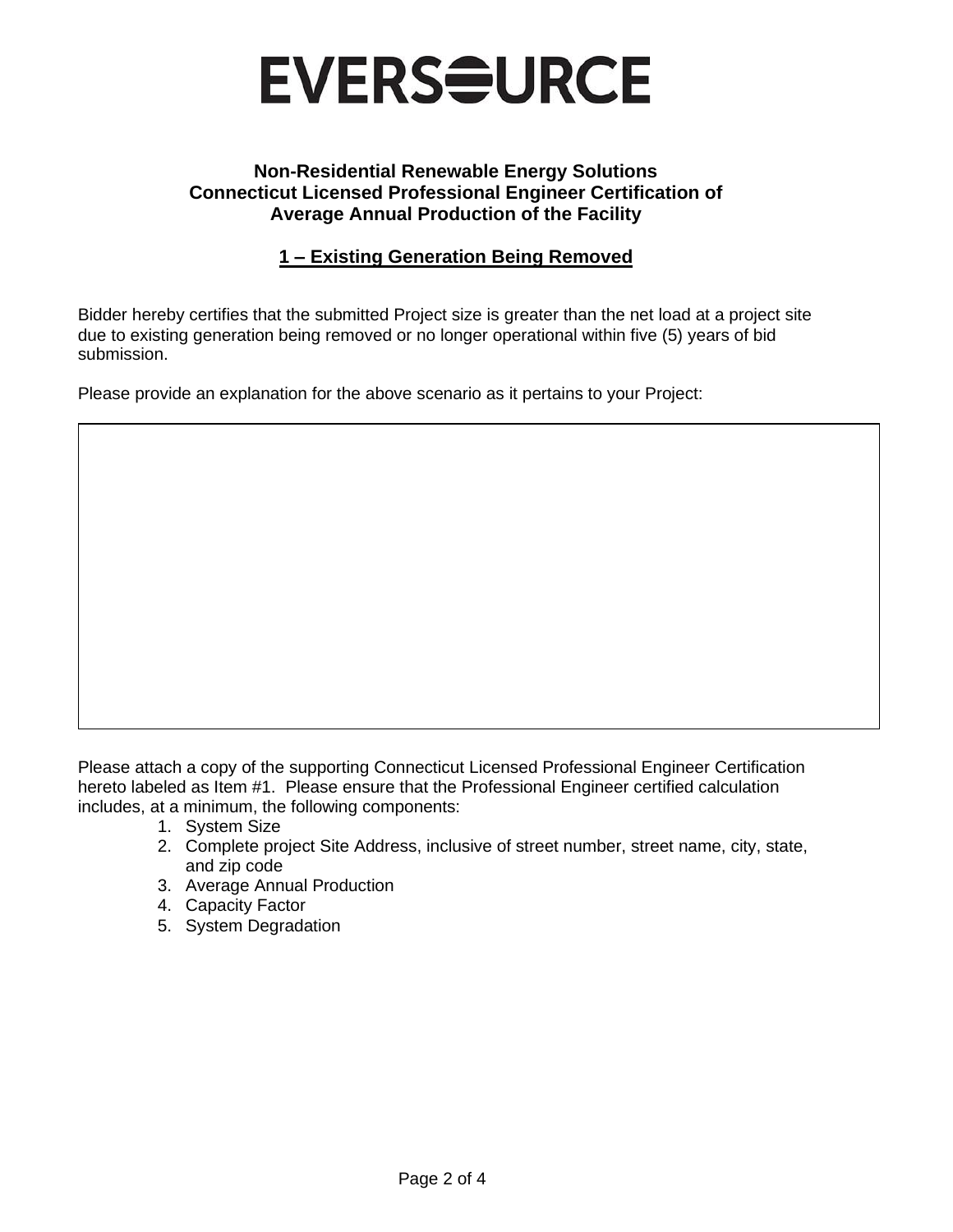# EVERSOURCE

**Non-Residential Renewable Energy Solutions**
**Connecticut Licensed Professional Engineer Certification of Average Annual Production of the Facility**

## 1 – Existing Generation Being Removed

Bidder hereby certifies that the submitted Project size is greater than the net load at a project site due to existing generation being removed or no longer operational within five (5) years of bid submission.

Please provide an explanation for the above scenario as it pertains to your Project:

| |
|---|
| |

Please attach a copy of the supporting Connecticut Licensed Professional Engineer Certification hereto labeled as Item #1. Please ensure that the Professional Engineer certified calculation includes, at a minimum, the following components:

1. System Size
2. Complete project Site Address, inclusive of street number, street name, city, state, and zip code
3. Average Annual Production
4. Capacity Factor
5. System Degradation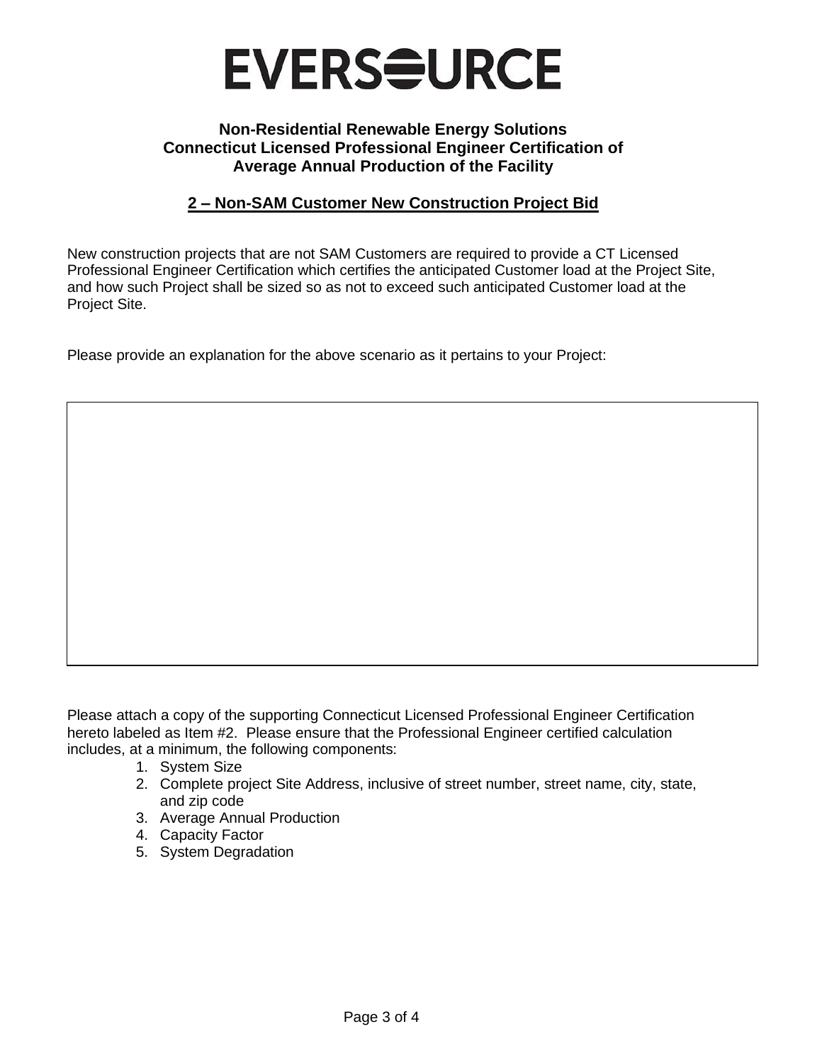# EVERSOURCE

**Non-Residential Renewable Energy Solutions**
**Connecticut Licensed Professional Engineer Certification of Average Annual Production of the Facility**

## 2 – Non-SAM Customer New Construction Project Bid

New construction projects that are not SAM Customers are required to provide a CT Licensed Professional Engineer Certification which certifies the anticipated Customer load at the Project Site, and how such Project shall be sized so as not to exceed such anticipated Customer load at the Project Site.

Please provide an explanation for the above scenario as it pertains to your Project:

| |
|---|
| |

Please attach a copy of the supporting Connecticut Licensed Professional Engineer Certification hereto labeled as Item #2. Please ensure that the Professional Engineer certified calculation includes, at a minimum, the following components:

1. System Size
2. Complete project Site Address, inclusive of street number, street name, city, state, and zip code
3. Average Annual Production
4. Capacity Factor
5. System Degradation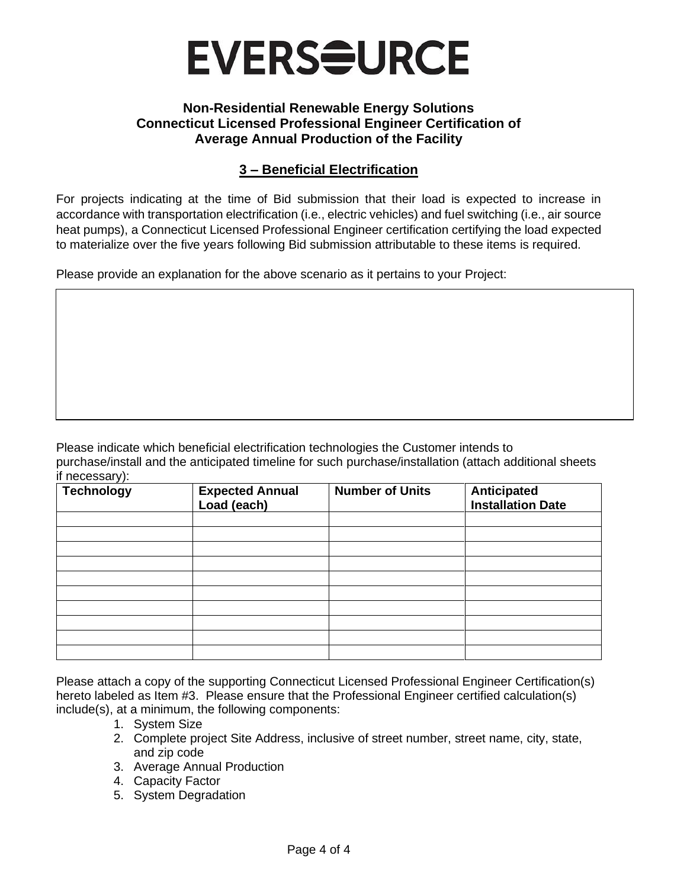EVERSOURCE

**Non-Residential Renewable Energy Solutions**
**Connecticut Licensed Professional Engineer Certification of Average Annual Production of the Facility**

## 3 – Beneficial Electrification

For projects indicating at the time of Bid submission that their load is expected to increase in accordance with transportation electrification (i.e., electric vehicles) and fuel switching (i.e., air source heat pumps), a Connecticut Licensed Professional Engineer certification certifying the load expected to materialize over the five years following Bid submission attributable to these items is required.

Please provide an explanation for the above scenario as it pertains to your Project:

| |
|---|
| |

Please indicate which beneficial electrification technologies the Customer intends to purchase/install and the anticipated timeline for such purchase/installation (attach additional sheets if necessary):

| Technology | Expected Annual Load (each) | Number of Units | Anticipated Installation Date |
|---|---|---|---|
| | | | |
| | | | |
| | | | |
| | | | |
| | | | |
| | | | |
| | | | |
| | | | |
| | | | |
| | | | |

Please attach a copy of the supporting Connecticut Licensed Professional Engineer Certification(s) hereto labeled as Item #3. Please ensure that the Professional Engineer certified calculation(s) include(s), at a minimum, the following components:

1. System Size
2. Complete project Site Address, inclusive of street number, street name, city, state, and zip code
3. Average Annual Production
4. Capacity Factor
5. System Degradation